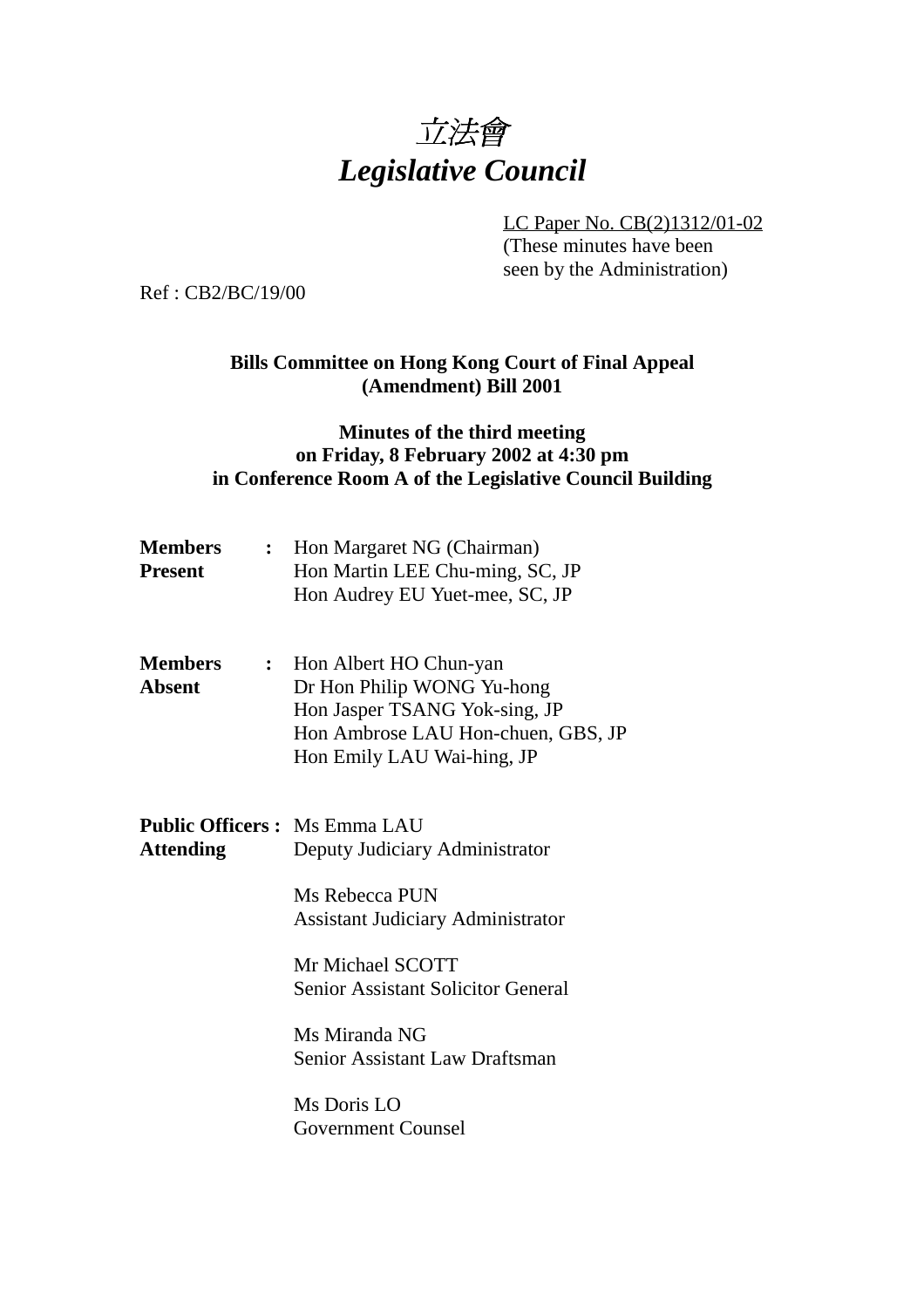# 立法會
# *Legislative Council*

LC Paper No. CB(2)1312/01-02
(These minutes have been seen by the Administration)

Ref : CB2/BC/19/00

**Bills Committee on Hong Kong Court of Final Appeal (Amendment) Bill 2001**

**Minutes of the third meeting on Friday, 8 February 2002 at 4:30 pm in Conference Room A of the Legislative Council Building**

| | | |
|---|---|---|
| **Members Present** | **:** | Hon Margaret NG (Chairman)<br>Hon Martin LEE Chu-ming, SC, JP<br>Hon Audrey EU Yuet-mee, SC, JP |
| **Members Absent** | **:** | Hon Albert HO Chun-yan<br>Dr Hon Philip WONG Yu-hong<br>Hon Jasper TSANG Yok-sing, JP<br>Hon Ambrose LAU Hon-chuen, GBS, JP<br>Hon Emily LAU Wai-hing, JP |
| **Public Officers Attending** | **:** | Ms Emma LAU<br>Deputy Judiciary Administrator<br><br>Ms Rebecca PUN<br>Assistant Judiciary Administrator<br><br>Mr Michael SCOTT<br>Senior Assistant Solicitor General<br><br>Ms Miranda NG<br>Senior Assistant Law Draftsman<br><br>Ms Doris LO<br>Government Counsel |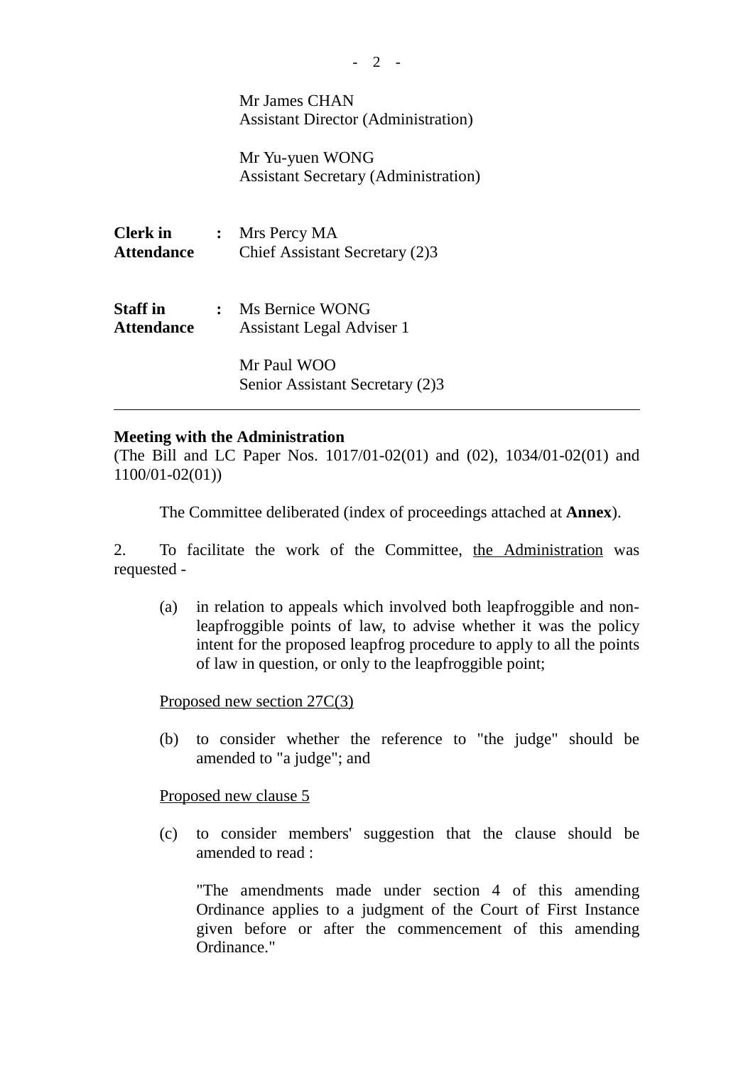Mr James CHAN
Assistant Director (Administration)

Mr Yu-yuen WONG
Assistant Secretary (Administration)

**Clerk in Attendance** : Mrs Percy MA
Chief Assistant Secretary (2)3

**Staff in Attendance** : Ms Bernice WONG
Assistant Legal Adviser 1

Mr Paul WOO
Senior Assistant Secretary (2)3

---

**Meeting with the Administration**
(The Bill and LC Paper Nos. 1017/01-02(01) and (02), 1034/01-02(01) and 1100/01-02(01))

The Committee deliberated (index of proceedings attached at **Annex**).

2. To facilitate the work of the Committee, <u>the Administration</u> was requested -

(a) in relation to appeals which involved both leapfroggible and non-leapfroggible points of law, to advise whether it was the policy intent for the proposed leapfrog procedure to apply to all the points of law in question, or only to the leapfroggible point;

<u>Proposed new section 27C(3)</u>

(b) to consider whether the reference to "the judge" should be amended to "a judge"; and

<u>Proposed new clause 5</u>

(c) to consider members' suggestion that the clause should be amended to read :

"The amendments made under section 4 of this amending Ordinance applies to a judgment of the Court of First Instance given before or after the commencement of this amending Ordinance."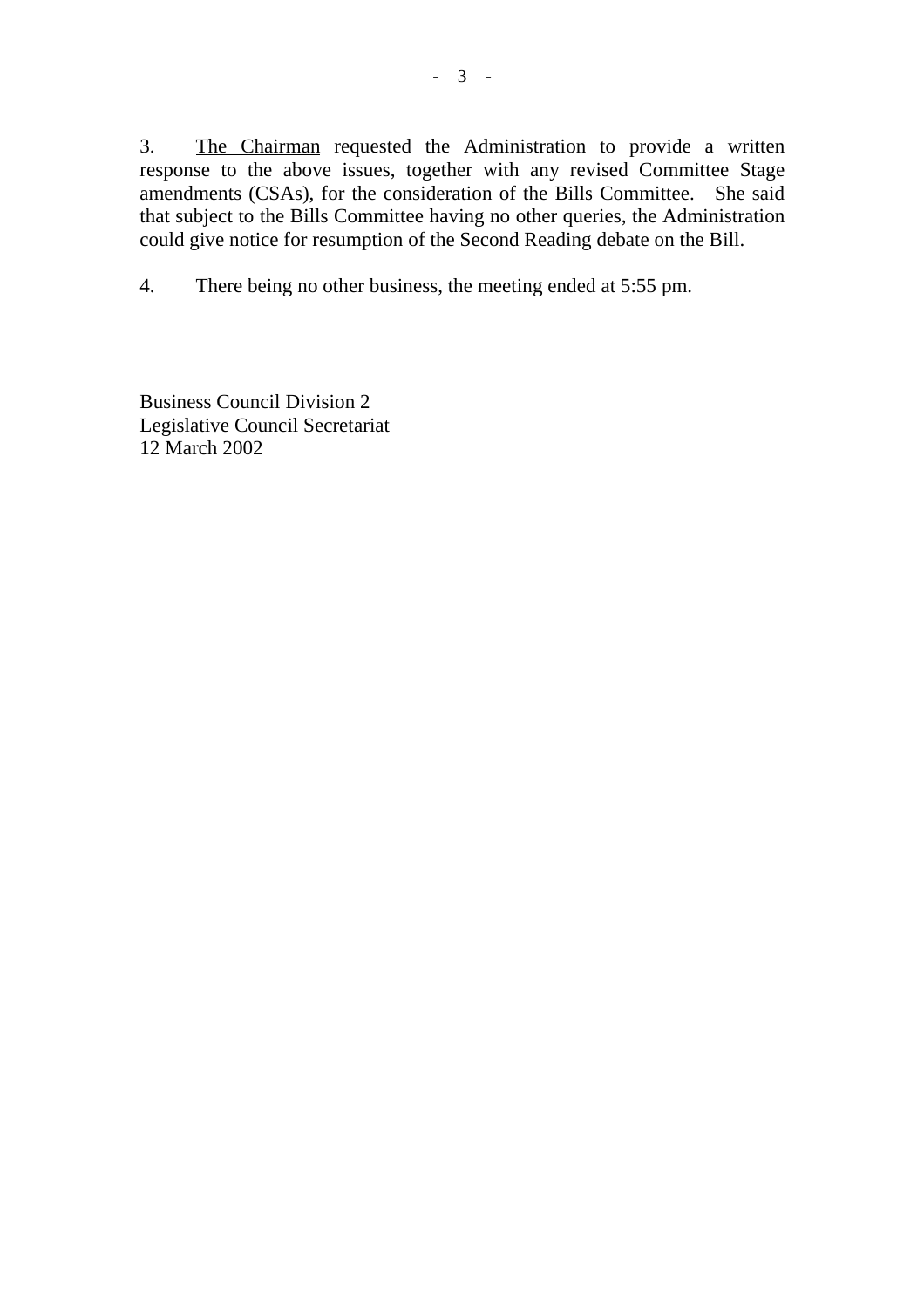3. The Chairman requested the Administration to provide a written response to the above issues, together with any revised Committee Stage amendments (CSAs), for the consideration of the Bills Committee. She said that subject to the Bills Committee having no other queries, the Administration could give notice for resumption of the Second Reading debate on the Bill.

4. There being no other business, the meeting ended at 5:55 pm.

Business Council Division 2
Legislative Council Secretariat
12 March 2002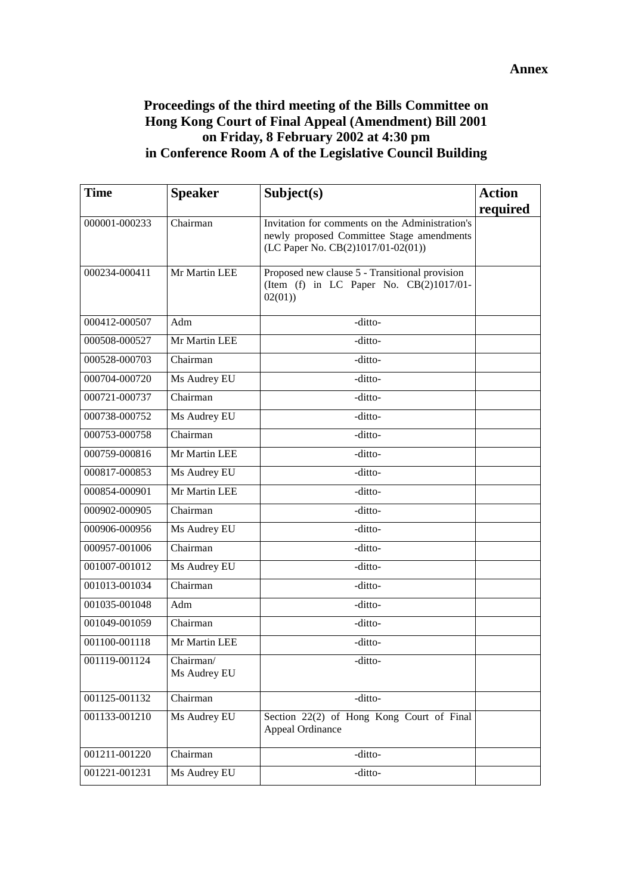**Annex**

**Proceedings of the third meeting of the Bills Committee on Hong Kong Court of Final Appeal (Amendment) Bill 2001 on Friday, 8 February 2002 at 4:30 pm in Conference Room A of the Legislative Council Building**

| Time | Speaker | Subject(s) | Action required |
|---|---|---|---|
| 000001-000233 | Chairman | Invitation for comments on the Administration's newly proposed Committee Stage amendments (LC Paper No. CB(2)1017/01-02(01)) | |
| 000234-000411 | Mr Martin LEE | Proposed new clause 5 - Transitional provision (Item (f) in LC Paper No. CB(2)1017/01-02(01)) | |
| 000412-000507 | Adm | -ditto- | |
| 000508-000527 | Mr Martin LEE | -ditto- | |
| 000528-000703 | Chairman | -ditto- | |
| 000704-000720 | Ms Audrey EU | -ditto- | |
| 000721-000737 | Chairman | -ditto- | |
| 000738-000752 | Ms Audrey EU | -ditto- | |
| 000753-000758 | Chairman | -ditto- | |
| 000759-000816 | Mr Martin LEE | -ditto- | |
| 000817-000853 | Ms Audrey EU | -ditto- | |
| 000854-000901 | Mr Martin LEE | -ditto- | |
| 000902-000905 | Chairman | -ditto- | |
| 000906-000956 | Ms Audrey EU | -ditto- | |
| 000957-001006 | Chairman | -ditto- | |
| 001007-001012 | Ms Audrey EU | -ditto- | |
| 001013-001034 | Chairman | -ditto- | |
| 001035-001048 | Adm | -ditto- | |
| 001049-001059 | Chairman | -ditto- | |
| 001100-001118 | Mr Martin LEE | -ditto- | |
| 001119-001124 | Chairman/ Ms Audrey EU | -ditto- | |
| 001125-001132 | Chairman | -ditto- | |
| 001133-001210 | Ms Audrey EU | Section 22(2) of Hong Kong Court of Final Appeal Ordinance | |
| 001211-001220 | Chairman | -ditto- | |
| 001221-001231 | Ms Audrey EU | -ditto- | |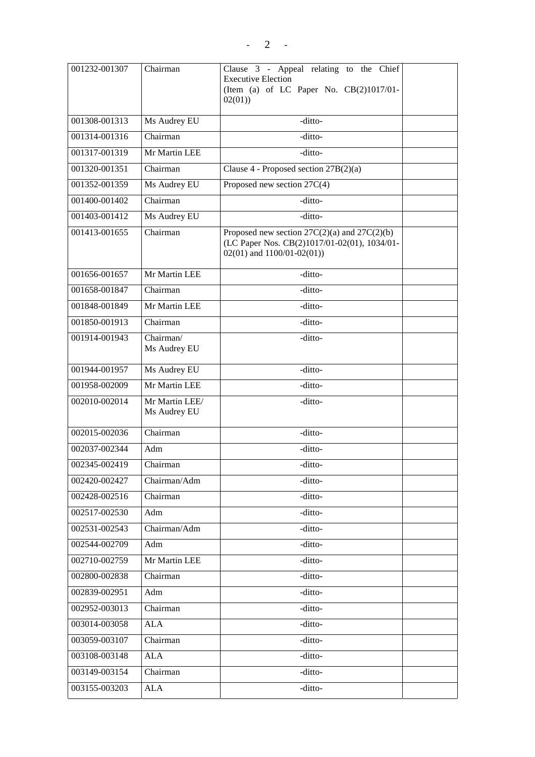| | | | |
|---|---|---|---|
| 001232-001307 | Chairman | Clause 3 - Appeal relating to the Chief Executive Election (Item (a) of LC Paper No. CB(2)1017/01-02(01)) | |
| 001308-001313 | Ms Audrey EU | -ditto- | |
| 001314-001316 | Chairman | -ditto- | |
| 001317-001319 | Mr Martin LEE | -ditto- | |
| 001320-001351 | Chairman | Clause 4 - Proposed section 27B(2)(a) | |
| 001352-001359 | Ms Audrey EU | Proposed new section 27C(4) | |
| 001400-001402 | Chairman | -ditto- | |
| 001403-001412 | Ms Audrey EU | -ditto- | |
| 001413-001655 | Chairman | Proposed new section 27C(2)(a) and 27C(2)(b) (LC Paper Nos. CB(2)1017/01-02(01), 1034/01-02(01) and 1100/01-02(01)) | |
| 001656-001657 | Mr Martin LEE | -ditto- | |
| 001658-001847 | Chairman | -ditto- | |
| 001848-001849 | Mr Martin LEE | -ditto- | |
| 001850-001913 | Chairman | -ditto- | |
| 001914-001943 | Chairman/ Ms Audrey EU | -ditto- | |
| 001944-001957 | Ms Audrey EU | -ditto- | |
| 001958-002009 | Mr Martin LEE | -ditto- | |
| 002010-002014 | Mr Martin LEE/ Ms Audrey EU | -ditto- | |
| 002015-002036 | Chairman | -ditto- | |
| 002037-002344 | Adm | -ditto- | |
| 002345-002419 | Chairman | -ditto- | |
| 002420-002427 | Chairman/Adm | -ditto- | |
| 002428-002516 | Chairman | -ditto- | |
| 002517-002530 | Adm | -ditto- | |
| 002531-002543 | Chairman/Adm | -ditto- | |
| 002544-002709 | Adm | -ditto- | |
| 002710-002759 | Mr Martin LEE | -ditto- | |
| 002800-002838 | Chairman | -ditto- | |
| 002839-002951 | Adm | -ditto- | |
| 002952-003013 | Chairman | -ditto- | |
| 003014-003058 | ALA | -ditto- | |
| 003059-003107 | Chairman | -ditto- | |
| 003108-003148 | ALA | -ditto- | |
| 003149-003154 | Chairman | -ditto- | |
| 003155-003203 | ALA | -ditto- | |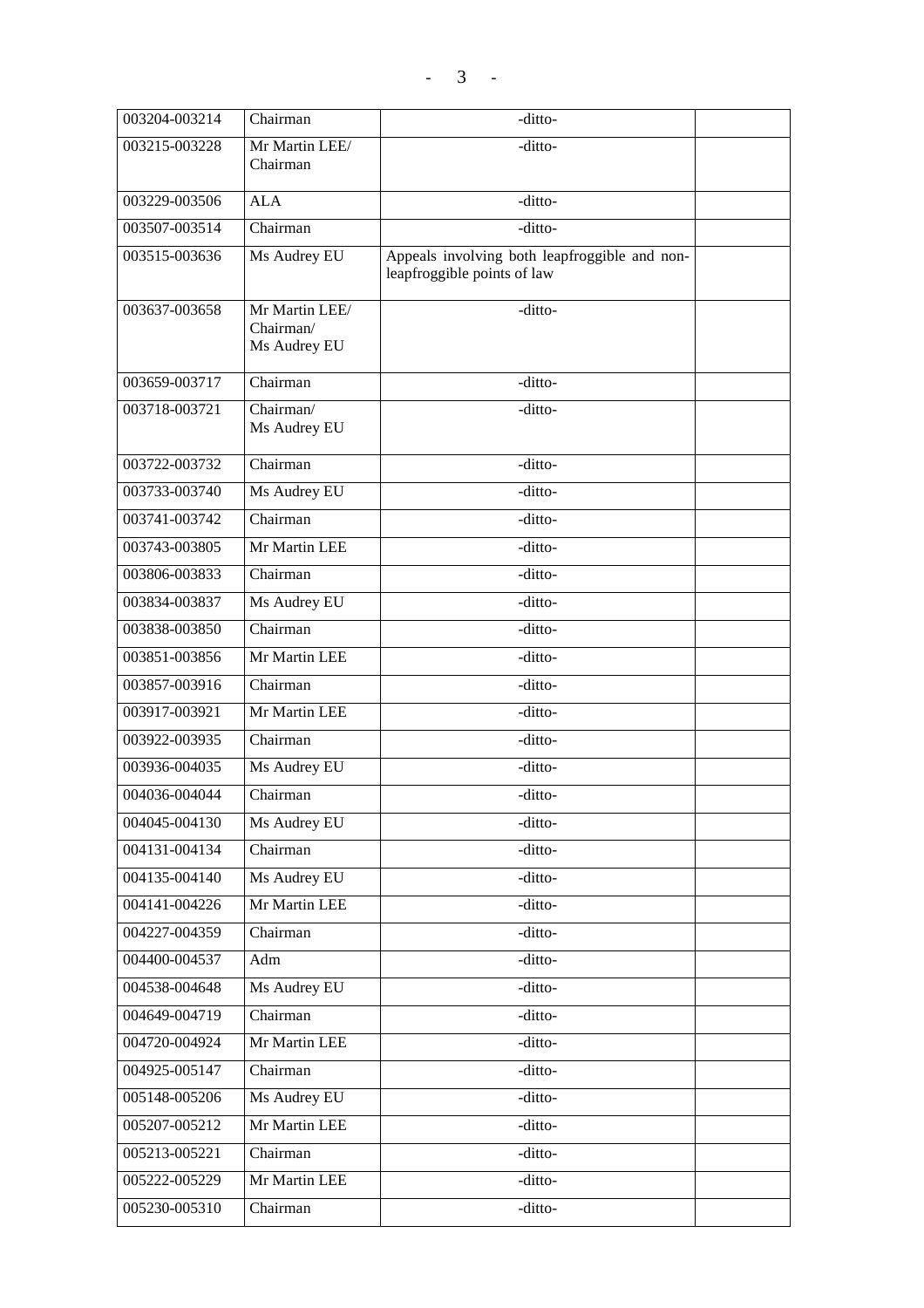| | | | |
|---|---|---|---|
| 003204-003214 | Chairman | -ditto- | |
| 003215-003228 | Mr Martin LEE/ Chairman | -ditto- | |
| 003229-003506 | ALA | -ditto- | |
| 003507-003514 | Chairman | -ditto- | |
| 003515-003636 | Ms Audrey EU | Appeals involving both leapfroggible and non-leapfroggible points of law | |
| 003637-003658 | Mr Martin LEE/ Chairman/ Ms Audrey EU | -ditto- | |
| 003659-003717 | Chairman | -ditto- | |
| 003718-003721 | Chairman/ Ms Audrey EU | -ditto- | |
| 003722-003732 | Chairman | -ditto- | |
| 003733-003740 | Ms Audrey EU | -ditto- | |
| 003741-003742 | Chairman | -ditto- | |
| 003743-003805 | Mr Martin LEE | -ditto- | |
| 003806-003833 | Chairman | -ditto- | |
| 003834-003837 | Ms Audrey EU | -ditto- | |
| 003838-003850 | Chairman | -ditto- | |
| 003851-003856 | Mr Martin LEE | -ditto- | |
| 003857-003916 | Chairman | -ditto- | |
| 003917-003921 | Mr Martin LEE | -ditto- | |
| 003922-003935 | Chairman | -ditto- | |
| 003936-004035 | Ms Audrey EU | -ditto- | |
| 004036-004044 | Chairman | -ditto- | |
| 004045-004130 | Ms Audrey EU | -ditto- | |
| 004131-004134 | Chairman | -ditto- | |
| 004135-004140 | Ms Audrey EU | -ditto- | |
| 004141-004226 | Mr Martin LEE | -ditto- | |
| 004227-004359 | Chairman | -ditto- | |
| 004400-004537 | Adm | -ditto- | |
| 004538-004648 | Ms Audrey EU | -ditto- | |
| 004649-004719 | Chairman | -ditto- | |
| 004720-004924 | Mr Martin LEE | -ditto- | |
| 004925-005147 | Chairman | -ditto- | |
| 005148-005206 | Ms Audrey EU | -ditto- | |
| 005207-005212 | Mr Martin LEE | -ditto- | |
| 005213-005221 | Chairman | -ditto- | |
| 005222-005229 | Mr Martin LEE | -ditto- | |
| 005230-005310 | Chairman | -ditto- | |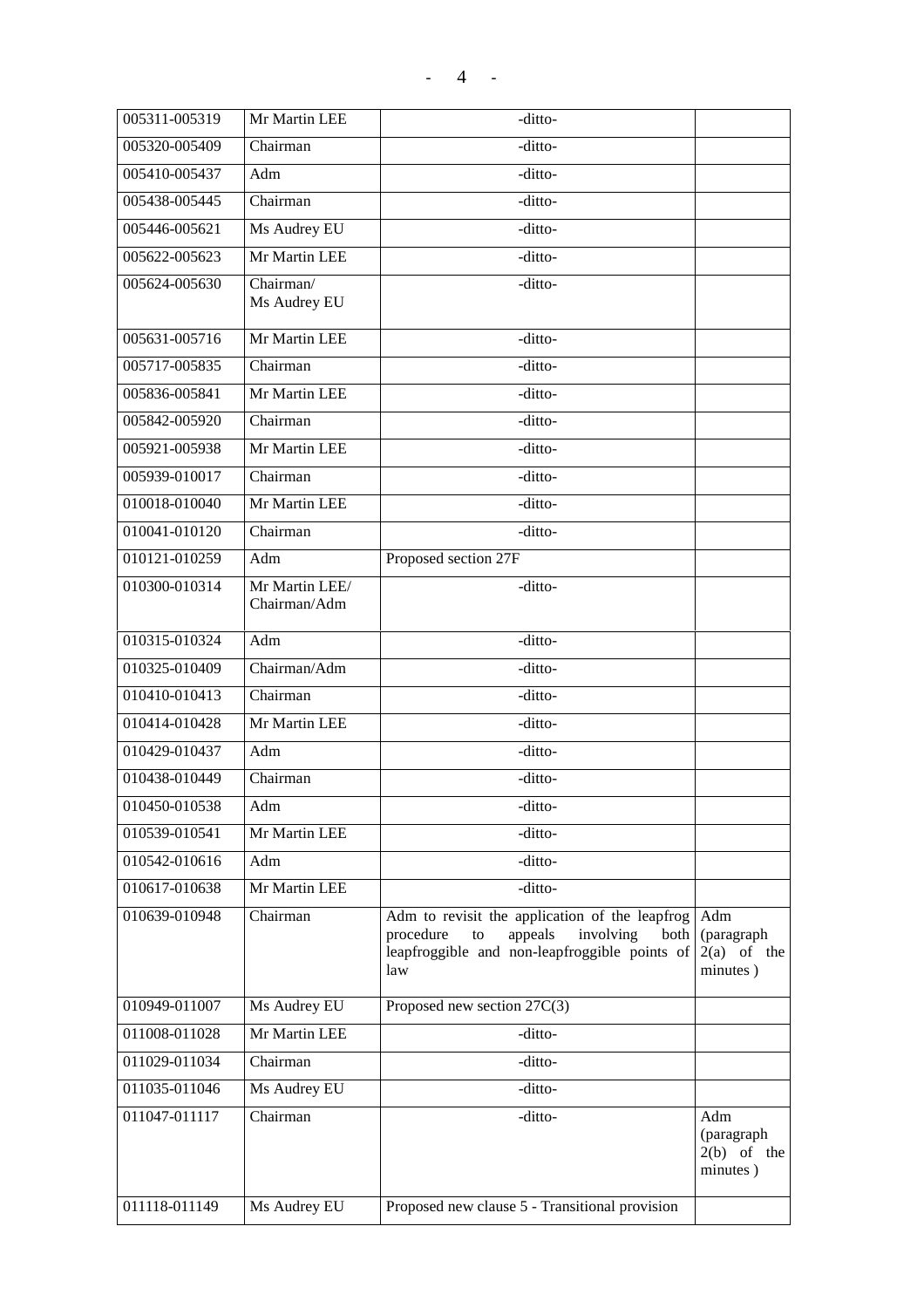| 005311-005319 | Mr Martin LEE | -ditto- | |
|---|---|---|---|
| 005320-005409 | Chairman | -ditto- | |
| 005410-005437 | Adm | -ditto- | |
| 005438-005445 | Chairman | -ditto- | |
| 005446-005621 | Ms Audrey EU | -ditto- | |
| 005622-005623 | Mr Martin LEE | -ditto- | |
| 005624-005630 | Chairman/ Ms Audrey EU | -ditto- | |
| 005631-005716 | Mr Martin LEE | -ditto- | |
| 005717-005835 | Chairman | -ditto- | |
| 005836-005841 | Mr Martin LEE | -ditto- | |
| 005842-005920 | Chairman | -ditto- | |
| 005921-005938 | Mr Martin LEE | -ditto- | |
| 005939-010017 | Chairman | -ditto- | |
| 010018-010040 | Mr Martin LEE | -ditto- | |
| 010041-010120 | Chairman | -ditto- | |
| 010121-010259 | Adm | Proposed section 27F | |
| 010300-010314 | Mr Martin LEE/ Chairman/Adm | -ditto- | |
| 010315-010324 | Adm | -ditto- | |
| 010325-010409 | Chairman/Adm | -ditto- | |
| 010410-010413 | Chairman | -ditto- | |
| 010414-010428 | Mr Martin LEE | -ditto- | |
| 010429-010437 | Adm | -ditto- | |
| 010438-010449 | Chairman | -ditto- | |
| 010450-010538 | Adm | -ditto- | |
| 010539-010541 | Mr Martin LEE | -ditto- | |
| 010542-010616 | Adm | -ditto- | |
| 010617-010638 | Mr Martin LEE | -ditto- | |
| 010639-010948 | Chairman | Adm to revisit the application of the leapfrog procedure to appeals involving both leapfroggible and non-leapfroggible points of law | Adm (paragraph 2(a) of the minutes ) |
| 010949-011007 | Ms Audrey EU | Proposed new section 27C(3) | |
| 011008-011028 | Mr Martin LEE | -ditto- | |
| 011029-011034 | Chairman | -ditto- | |
| 011035-011046 | Ms Audrey EU | -ditto- | |
| 011047-011117 | Chairman | -ditto- | Adm (paragraph 2(b) of the minutes ) |
| 011118-011149 | Ms Audrey EU | Proposed new clause 5 - Transitional provision | |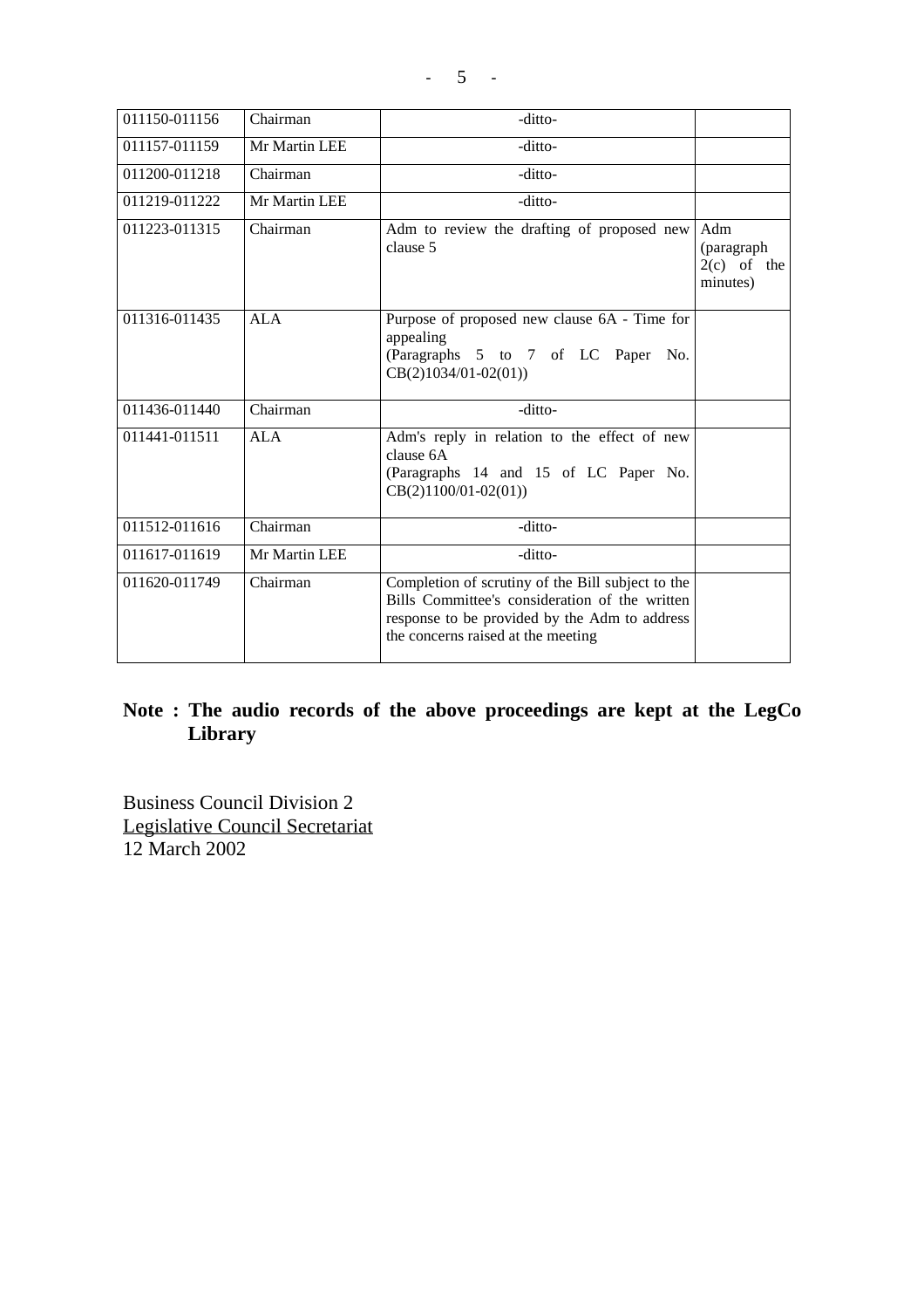| | | | |
|---|---|---|---|
| 011150-011156 | Chairman | -ditto- | |
| 011157-011159 | Mr Martin LEE | -ditto- | |
| 011200-011218 | Chairman | -ditto- | |
| 011219-011222 | Mr Martin LEE | -ditto- | |
| 011223-011315 | Chairman | Adm to review the drafting of proposed new clause 5 | Adm (paragraph 2(c) of the minutes) |
| 011316-011435 | ALA | Purpose of proposed new clause 6A - Time for appealing (Paragraphs 5 to 7 of LC Paper No. CB(2)1034/01-02(01)) | |
| 011436-011440 | Chairman | -ditto- | |
| 011441-011511 | ALA | Adm's reply in relation to the effect of new clause 6A (Paragraphs 14 and 15 of LC Paper No. CB(2)1100/01-02(01)) | |
| 011512-011616 | Chairman | -ditto- | |
| 011617-011619 | Mr Martin LEE | -ditto- | |
| 011620-011749 | Chairman | Completion of scrutiny of the Bill subject to the Bills Committee's consideration of the written response to be provided by the Adm to address the concerns raised at the meeting | |

**Note : The audio records of the above proceedings are kept at the LegCo Library**

Business Council Division 2
Legislative Council Secretariat
12 March 2002